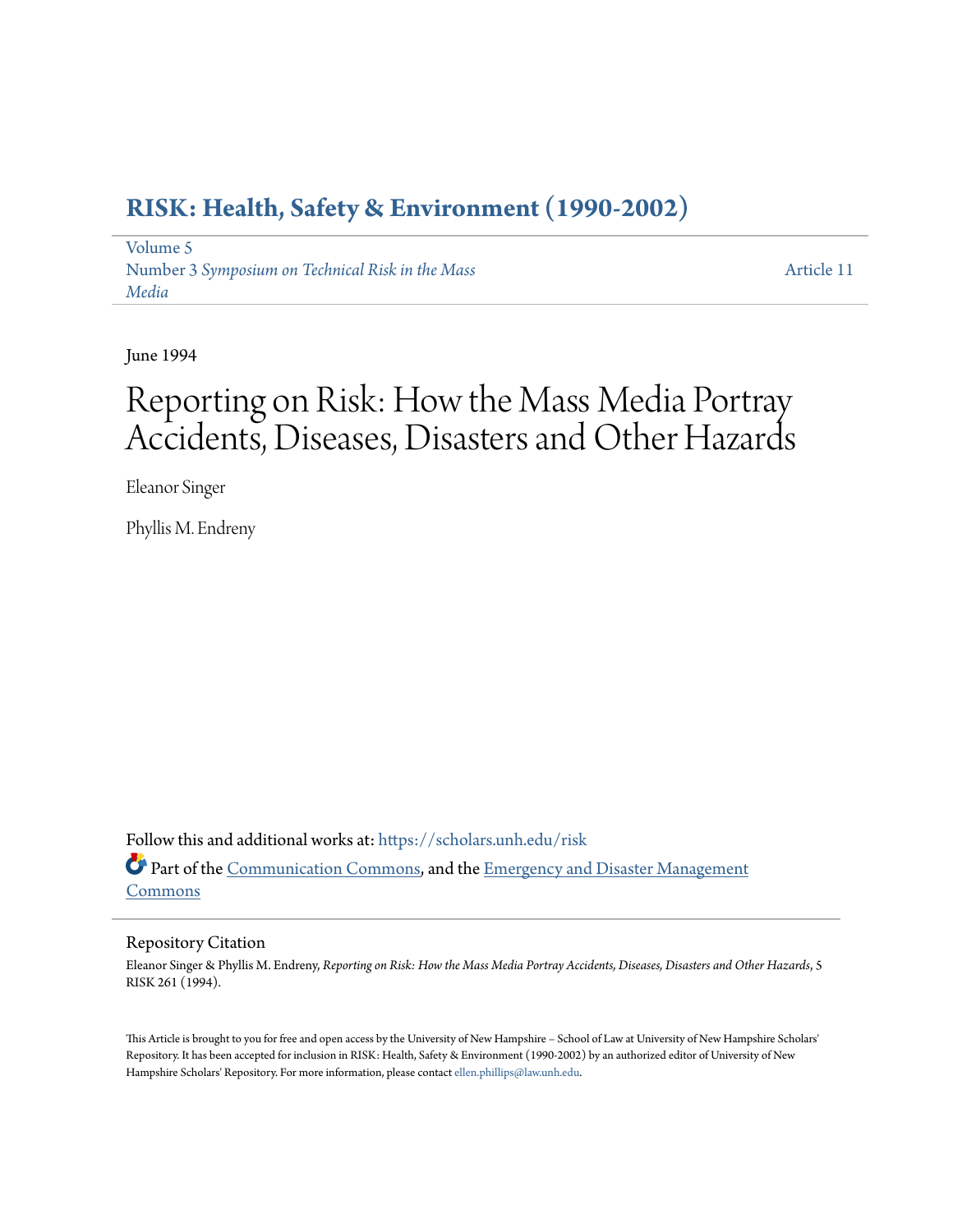# RISK: Health, Safety & Environment (1990-2002)

Volume 5
Number 3 *Symposium on Technical Risk in the Mass Media*

Article 11

June 1994

# Reporting on Risk: How the Mass Media Portray Accidents, Diseases, Disasters and Other Hazards

Eleanor Singer

Phyllis M. Endreny

Follow this and additional works at: https://scholars.unh.edu/risk

Part of the Communication Commons, and the Emergency and Disaster Management Commons

## Repository Citation

Eleanor Singer & Phyllis M. Endreny, *Reporting on Risk: How the Mass Media Portray Accidents, Diseases, Disasters and Other Hazards*, 5 RISK 261 (1994).

This Article is brought to you for free and open access by the University of New Hampshire – School of Law at University of New Hampshire Scholars' Repository. It has been accepted for inclusion in RISK: Health, Safety & Environment (1990-2002) by an authorized editor of University of New Hampshire Scholars' Repository. For more information, please contact ellen.phillips@law.unh.edu.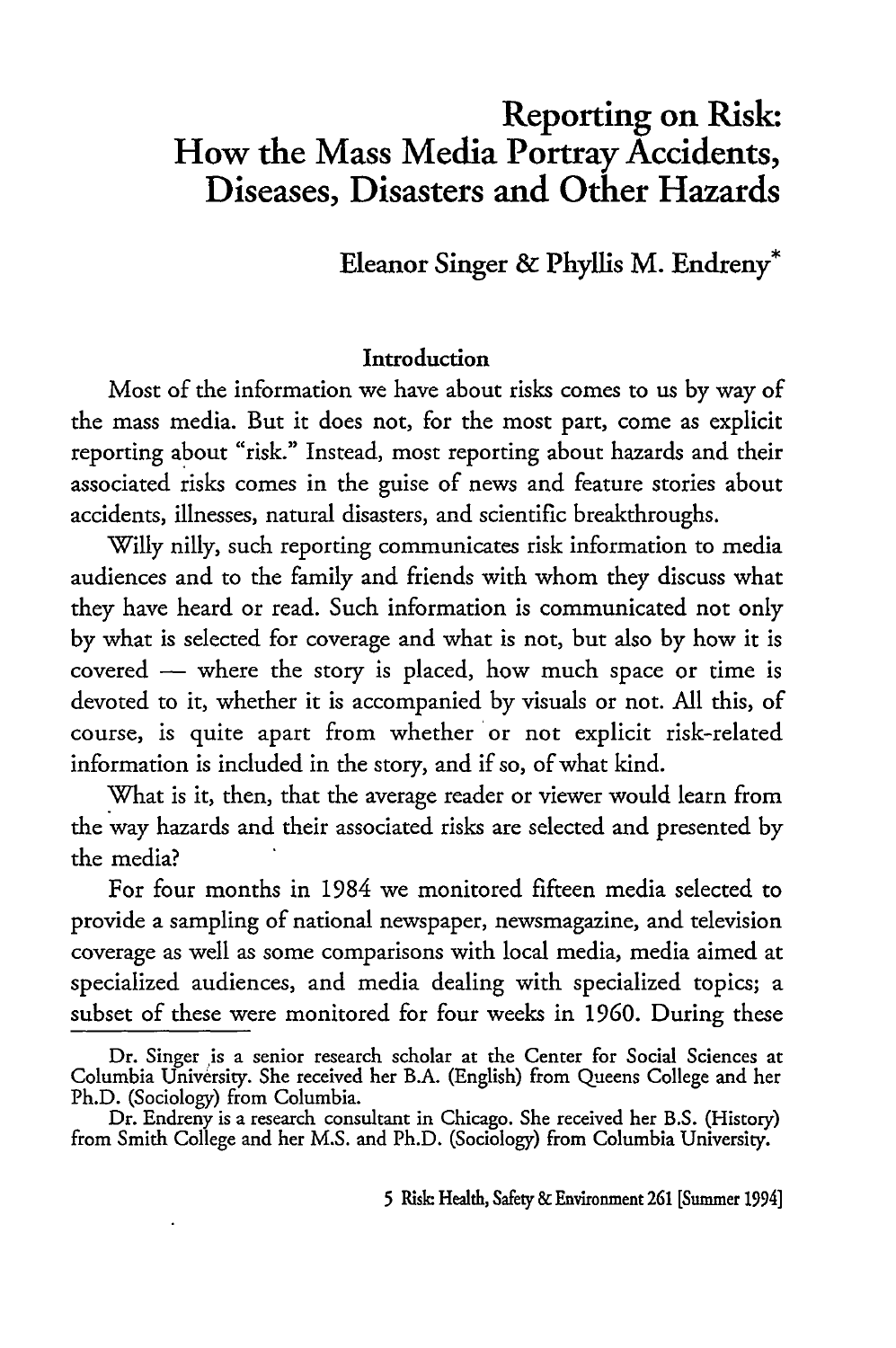# Reporting on Risk: How the Mass Media Portray Accidents, Diseases, Disasters and Other Hazards

**Eleanor Singer & Phyllis M. Endreny***

## Introduction

Most of the information we have about risks comes to us by way of the mass media. But it does not, for the most part, come as explicit reporting about "risk." Instead, most reporting about hazards and their associated risks comes in the guise of news and feature stories about accidents, illnesses, natural disasters, and scientific breakthroughs.

Willy nilly, such reporting communicates risk information to media audiences and to the family and friends with whom they discuss what they have heard or read. Such information is communicated not only by what is selected for coverage and what is not, but also by how it is covered — where the story is placed, how much space or time is devoted to it, whether it is accompanied by visuals or not. All this, of course, is quite apart from whether or not explicit risk-related information is included in the story, and if so, of what kind.

What is it, then, that the average reader or viewer would learn from the way hazards and their associated risks are selected and presented by the media?

For four months in 1984 we monitored fifteen media selected to provide a sampling of national newspaper, newsmagazine, and television coverage as well as some comparisons with local media, media aimed at specialized audiences, and media dealing with specialized topics; a subset of these were monitored for four weeks in 1960. During these

---

Dr. Singer is a senior research scholar at the Center for Social Sciences at Columbia University. She received her B.A. (English) from Queens College and her Ph.D. (Sociology) from Columbia.

Dr. Endreny is a research consultant in Chicago. She received her B.S. (History) from Smith College and her M.S. and Ph.D. (Sociology) from Columbia University.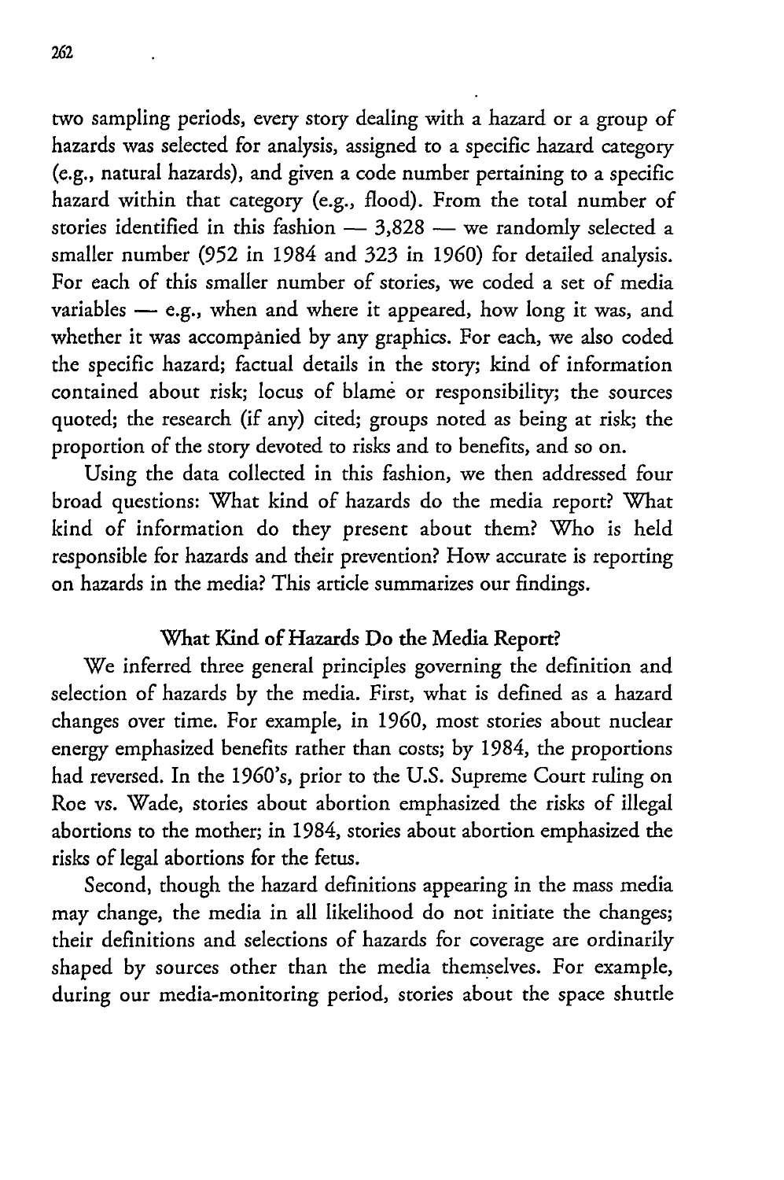two sampling periods, every story dealing with a hazard or a group of hazards was selected for analysis, assigned to a specific hazard category (e.g., natural hazards), and given a code number pertaining to a specific hazard within that category (e.g., flood). From the total number of stories identified in this fashion — 3,828 — we randomly selected a smaller number (952 in 1984 and 323 in 1960) for detailed analysis. For each of this smaller number of stories, we coded a set of media variables — e.g., when and where it appeared, how long it was, and whether it was accompanied by any graphics. For each, we also coded the specific hazard; factual details in the story; kind of information contained about risk; locus of blame or responsibility; the sources quoted; the research (if any) cited; groups noted as being at risk; the proportion of the story devoted to risks and to benefits, and so on.

Using the data collected in this fashion, we then addressed four broad questions: What kind of hazards do the media report? What kind of information do they present about them? Who is held responsible for hazards and their prevention? How accurate is reporting on hazards in the media? This article summarizes our findings.

## What Kind of Hazards Do the Media Report?

We inferred three general principles governing the definition and selection of hazards by the media. First, what is defined as a hazard changes over time. For example, in 1960, most stories about nuclear energy emphasized benefits rather than costs; by 1984, the proportions had reversed. In the 1960's, prior to the U.S. Supreme Court ruling on Roe vs. Wade, stories about abortion emphasized the risks of illegal abortions to the mother; in 1984, stories about abortion emphasized the risks of legal abortions for the fetus.

Second, though the hazard definitions appearing in the mass media may change, the media in all likelihood do not initiate the changes; their definitions and selections of hazards for coverage are ordinarily shaped by sources other than the media themselves. For example, during our media-monitoring period, stories about the space shuttle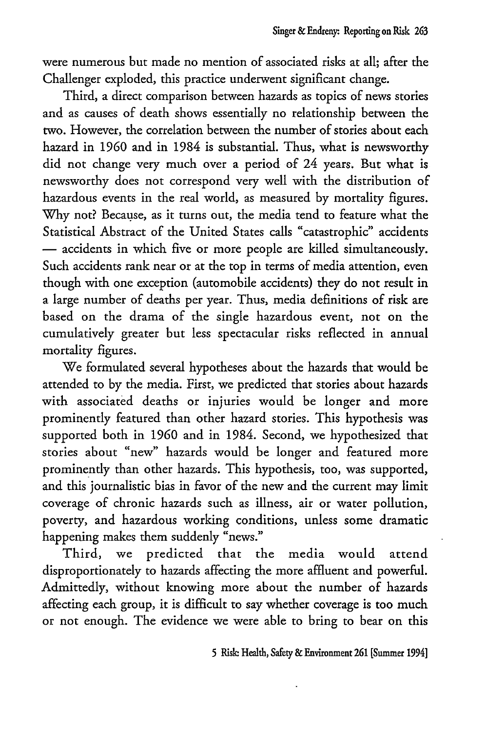were numerous but made no mention of associated risks at all; after the Challenger exploded, this practice underwent significant change.

Third, a direct comparison between hazards as topics of news stories and as causes of death shows essentially no relationship between the two. However, the correlation between the number of stories about each hazard in 1960 and in 1984 is substantial. Thus, what is newsworthy did not change very much over a period of 24 years. But what is newsworthy does not correspond very well with the distribution of hazardous events in the real world, as measured by mortality figures. Why not? Because, as it turns out, the media tend to feature what the Statistical Abstract of the United States calls "catastrophic" accidents — accidents in which five or more people are killed simultaneously. Such accidents rank near or at the top in terms of media attention, even though with one exception (automobile accidents) they do not result in a large number of deaths per year. Thus, media definitions of risk are based on the drama of the single hazardous event, not on the cumulatively greater but less spectacular risks reflected in annual mortality figures.

We formulated several hypotheses about the hazards that would be attended to by the media. First, we predicted that stories about hazards with associated deaths or injuries would be longer and more prominently featured than other hazard stories. This hypothesis was supported both in 1960 and in 1984. Second, we hypothesized that stories about "new" hazards would be longer and featured more prominently than other hazards. This hypothesis, too, was supported, and this journalistic bias in favor of the new and the current may limit coverage of chronic hazards such as illness, air or water pollution, poverty, and hazardous working conditions, unless some dramatic happening makes them suddenly "news."

Third, we predicted that the media would attend disproportionately to hazards affecting the more affluent and powerful. Admittedly, without knowing more about the number of hazards affecting each group, it is difficult to say whether coverage is too much or not enough. The evidence we were able to bring to bear on this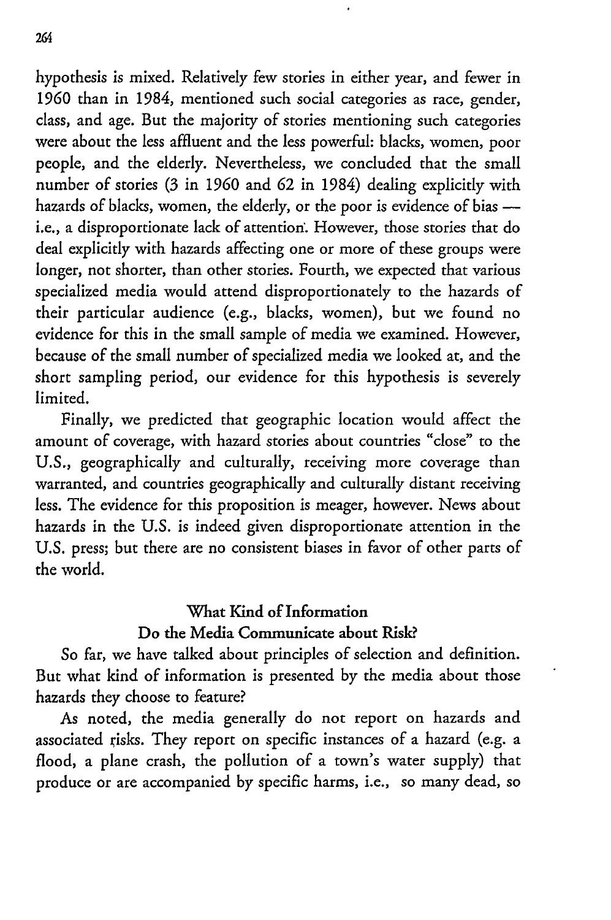hypothesis is mixed. Relatively few stories in either year, and fewer in 1960 than in 1984, mentioned such social categories as race, gender, class, and age. But the majority of stories mentioning such categories were about the less affluent and the less powerful: blacks, women, poor people, and the elderly. Nevertheless, we concluded that the small number of stories (3 in 1960 and 62 in 1984) dealing explicitly with hazards of blacks, women, the elderly, or the poor is evidence of bias — i.e., a disproportionate lack of attention. However, those stories that do deal explicitly with hazards affecting one or more of these groups were longer, not shorter, than other stories. Fourth, we expected that various specialized media would attend disproportionately to the hazards of their particular audience (e.g., blacks, women), but we found no evidence for this in the small sample of media we examined. However, because of the small number of specialized media we looked at, and the short sampling period, our evidence for this hypothesis is severely limited.

Finally, we predicted that geographic location would affect the amount of coverage, with hazard stories about countries "close" to the U.S., geographically and culturally, receiving more coverage than warranted, and countries geographically and culturally distant receiving less. The evidence for this proposition is meager, however. News about hazards in the U.S. is indeed given disproportionate attention in the U.S. press; but there are no consistent biases in favor of other parts of the world.

## What Kind of Information Do the Media Communicate about Risk?

So far, we have talked about principles of selection and definition. But what kind of information is presented by the media about those hazards they choose to feature?

As noted, the media generally do not report on hazards and associated risks. They report on specific instances of a hazard (e.g. a flood, a plane crash, the pollution of a town's water supply) that produce or are accompanied by specific harms, i.e., so many dead, so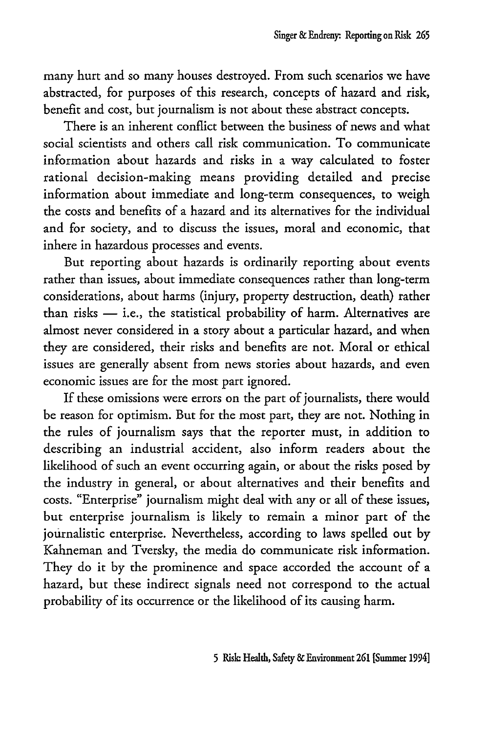many hurt and so many houses destroyed. From such scenarios we have abstracted, for purposes of this research, concepts of hazard and risk, benefit and cost, but journalism is not about these abstract concepts.

There is an inherent conflict between the business of news and what social scientists and others call risk communication. To communicate information about hazards and risks in a way calculated to foster rational decision-making means providing detailed and precise information about immediate and long-term consequences, to weigh the costs and benefits of a hazard and its alternatives for the individual and for society, and to discuss the issues, moral and economic, that inhere in hazardous processes and events.

But reporting about hazards is ordinarily reporting about events rather than issues, about immediate consequences rather than long-term considerations, about harms (injury, property destruction, death) rather than risks — i.e., the statistical probability of harm. Alternatives are almost never considered in a story about a particular hazard, and when they are considered, their risks and benefits are not. Moral or ethical issues are generally absent from news stories about hazards, and even economic issues are for the most part ignored.

If these omissions were errors on the part of journalists, there would be reason for optimism. But for the most part, they are not. Nothing in the rules of journalism says that the reporter must, in addition to describing an industrial accident, also inform readers about the likelihood of such an event occurring again, or about the risks posed by the industry in general, or about alternatives and their benefits and costs. "Enterprise" journalism might deal with any or all of these issues, but enterprise journalism is likely to remain a minor part of the journalistic enterprise. Nevertheless, according to laws spelled out by Kahneman and Tversky, the media do communicate risk information. They do it by the prominence and space accorded the account of a hazard, but these indirect signals need not correspond to the actual probability of its occurrence or the likelihood of its causing harm.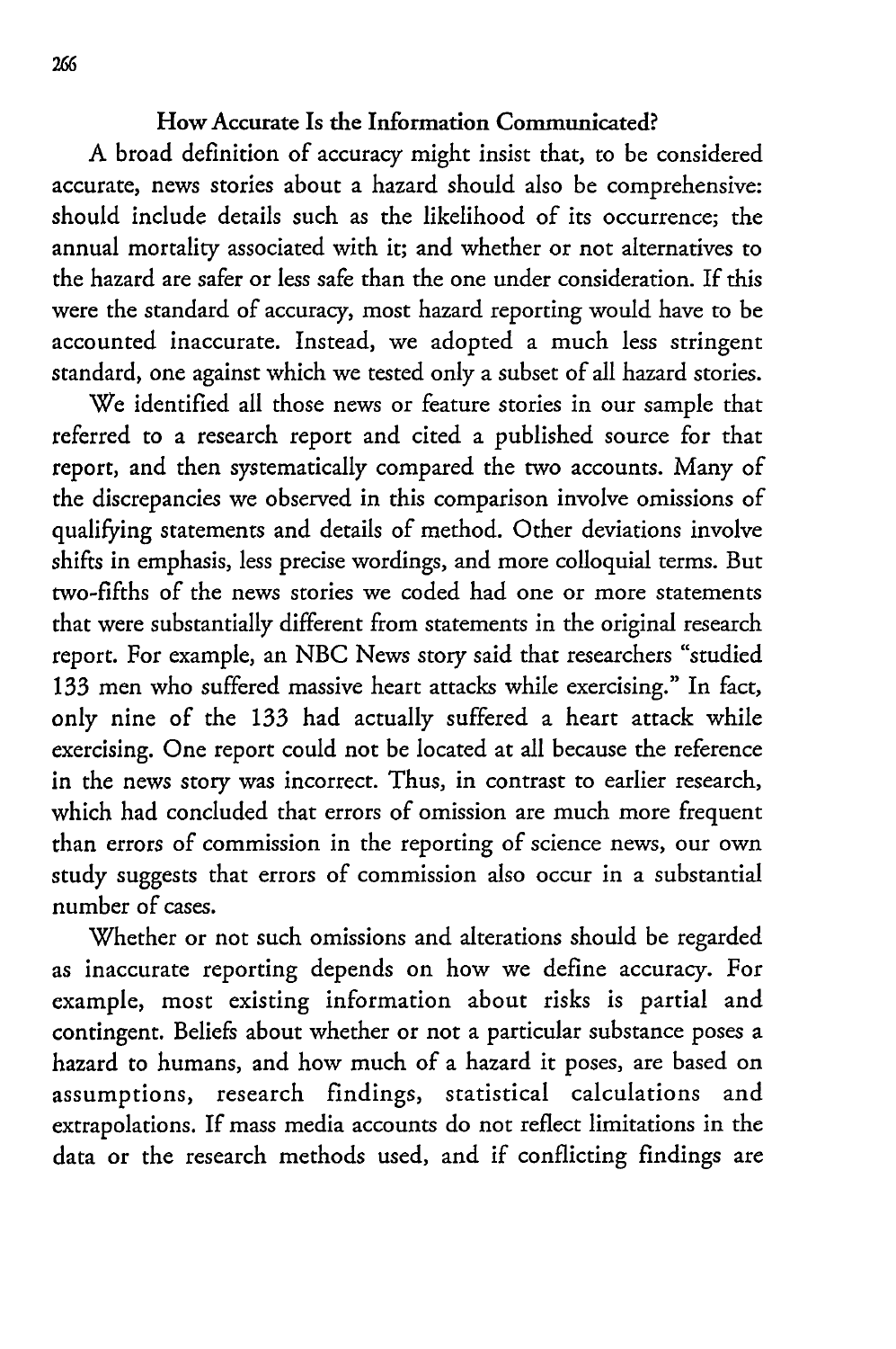### How Accurate Is the Information Communicated?

A broad definition of accuracy might insist that, to be considered accurate, news stories about a hazard should also be comprehensive: should include details such as the likelihood of its occurrence; the annual mortality associated with it; and whether or not alternatives to the hazard are safer or less safe than the one under consideration. If this were the standard of accuracy, most hazard reporting would have to be accounted inaccurate. Instead, we adopted a much less stringent standard, one against which we tested only a subset of all hazard stories.

We identified all those news or feature stories in our sample that referred to a research report and cited a published source for that report, and then systematically compared the two accounts. Many of the discrepancies we observed in this comparison involve omissions of qualifying statements and details of method. Other deviations involve shifts in emphasis, less precise wordings, and more colloquial terms. But two-fifths of the news stories we coded had one or more statements that were substantially different from statements in the original research report. For example, an NBC News story said that researchers "studied 133 men who suffered massive heart attacks while exercising." In fact, only nine of the 133 had actually suffered a heart attack while exercising. One report could not be located at all because the reference in the news story was incorrect. Thus, in contrast to earlier research, which had concluded that errors of omission are much more frequent than errors of commission in the reporting of science news, our own study suggests that errors of commission also occur in a substantial number of cases.

Whether or not such omissions and alterations should be regarded as inaccurate reporting depends on how we define accuracy. For example, most existing information about risks is partial and contingent. Beliefs about whether or not a particular substance poses a hazard to humans, and how much of a hazard it poses, are based on assumptions, research findings, statistical calculations and extrapolations. If mass media accounts do not reflect limitations in the data or the research methods used, and if conflicting findings are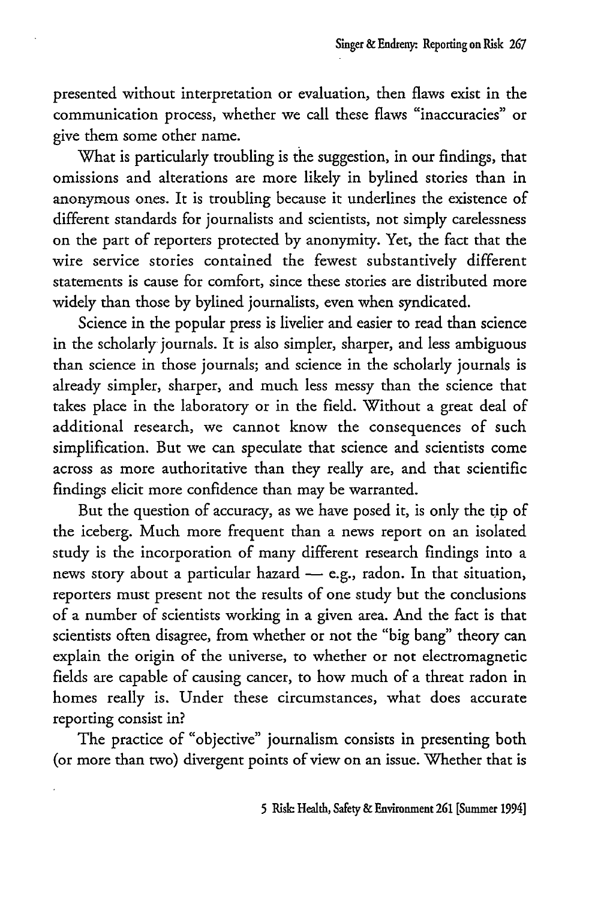presented without interpretation or evaluation, then flaws exist in the communication process, whether we call these flaws "inaccuracies" or give them some other name.

What is particularly troubling is the suggestion, in our findings, that omissions and alterations are more likely in bylined stories than in anonymous ones. It is troubling because it underlines the existence of different standards for journalists and scientists, not simply carelessness on the part of reporters protected by anonymity. Yet, the fact that the wire service stories contained the fewest substantively different statements is cause for comfort, since these stories are distributed more widely than those by bylined journalists, even when syndicated.

Science in the popular press is livelier and easier to read than science in the scholarly journals. It is also simpler, sharper, and less ambiguous than science in those journals; and science in the scholarly journals is already simpler, sharper, and much less messy than the science that takes place in the laboratory or in the field. Without a great deal of additional research, we cannot know the consequences of such simplification. But we can speculate that science and scientists come across as more authoritative than they really are, and that scientific findings elicit more confidence than may be warranted.

But the question of accuracy, as we have posed it, is only the tip of the iceberg. Much more frequent than a news report on an isolated study is the incorporation of many different research findings into a news story about a particular hazard — e.g., radon. In that situation, reporters must present not the results of one study but the conclusions of a number of scientists working in a given area. And the fact is that scientists often disagree, from whether or not the "big bang" theory can explain the origin of the universe, to whether or not electromagnetic fields are capable of causing cancer, to how much of a threat radon in homes really is. Under these circumstances, what does accurate reporting consist in?

The practice of "objective" journalism consists in presenting both (or more than two) divergent points of view on an issue. Whether that is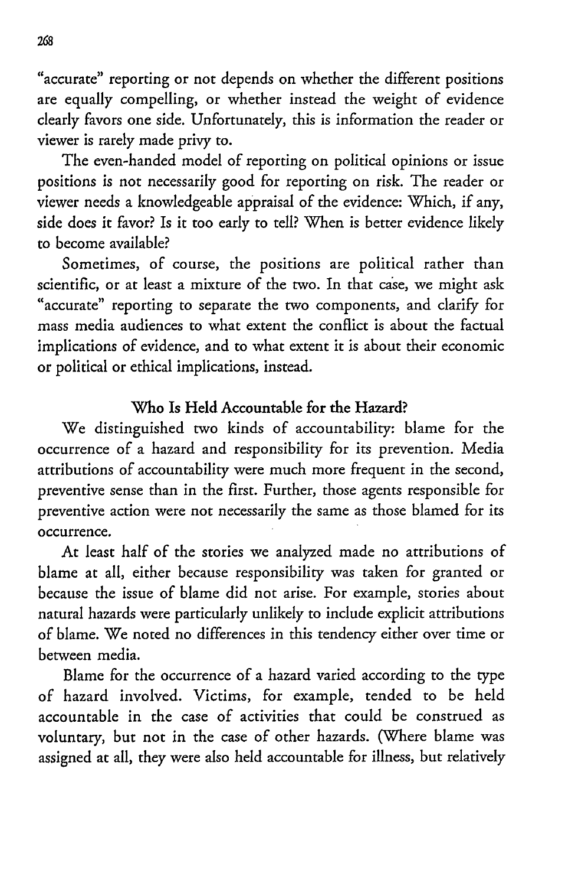"accurate" reporting or not depends on whether the different positions are equally compelling, or whether instead the weight of evidence clearly favors one side. Unfortunately, this is information the reader or viewer is rarely made privy to.

The even-handed model of reporting on political opinions or issue positions is not necessarily good for reporting on risk. The reader or viewer needs a knowledgeable appraisal of the evidence: Which, if any, side does it favor? Is it too early to tell? When is better evidence likely to become available?

Sometimes, of course, the positions are political rather than scientific, or at least a mixture of the two. In that case, we might ask "accurate" reporting to separate the two components, and clarify for mass media audiences to what extent the conflict is about the factual implications of evidence, and to what extent it is about their economic or political or ethical implications, instead.

### Who Is Held Accountable for the Hazard?

We distinguished two kinds of accountability: blame for the occurrence of a hazard and responsibility for its prevention. Media attributions of accountability were much more frequent in the second, preventive sense than in the first. Further, those agents responsible for preventive action were not necessarily the same as those blamed for its occurrence.

At least half of the stories we analyzed made no attributions of blame at all, either because responsibility was taken for granted or because the issue of blame did not arise. For example, stories about natural hazards were particularly unlikely to include explicit attributions of blame. We noted no differences in this tendency either over time or between media.

Blame for the occurrence of a hazard varied according to the type of hazard involved. Victims, for example, tended to be held accountable in the case of activities that could be construed as voluntary, but not in the case of other hazards. (Where blame was assigned at all, they were also held accountable for illness, but relatively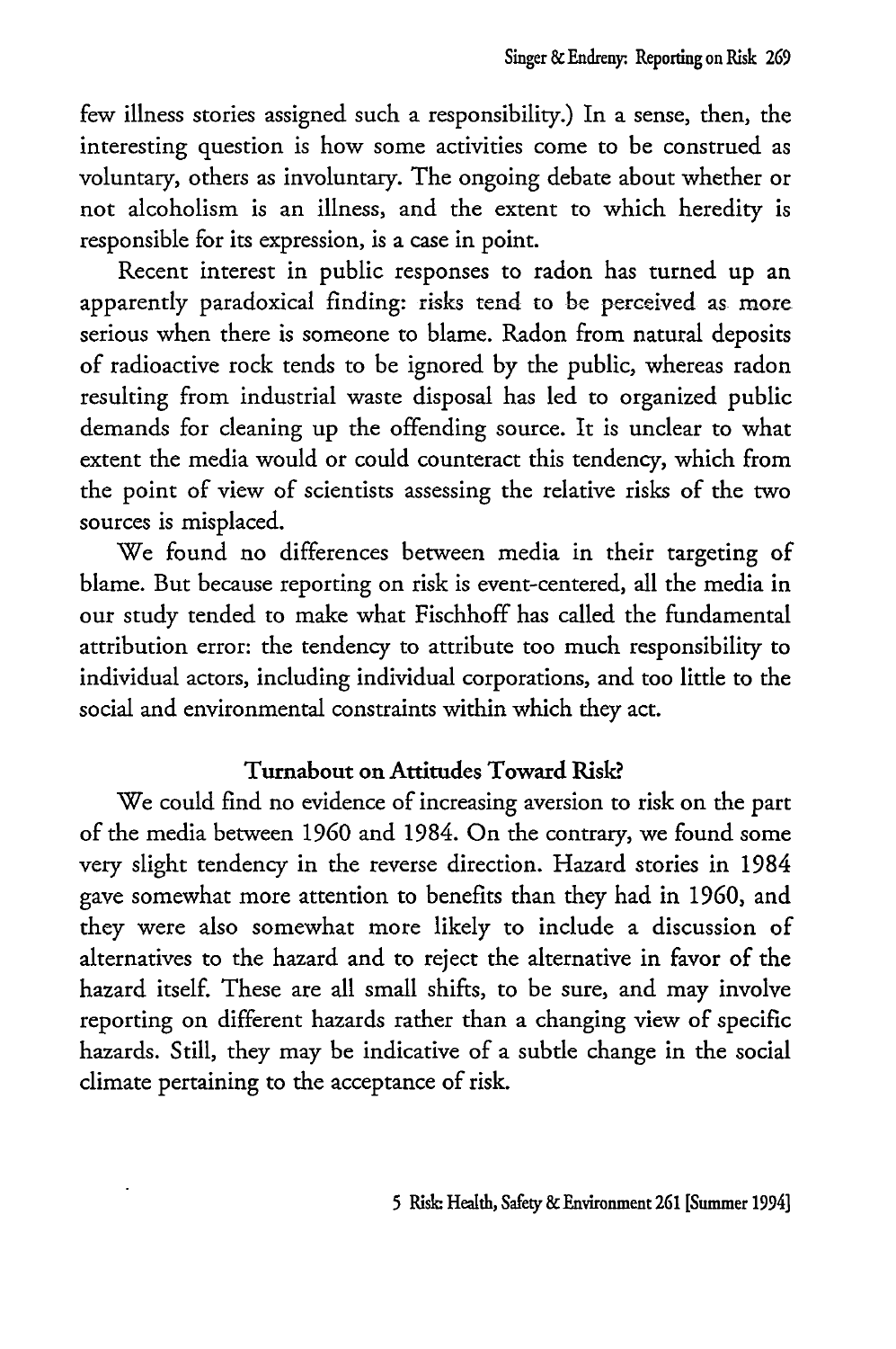few illness stories assigned such a responsibility.) In a sense, then, the interesting question is how some activities come to be construed as voluntary, others as involuntary. The ongoing debate about whether or not alcoholism is an illness, and the extent to which heredity is responsible for its expression, is a case in point.

Recent interest in public responses to radon has turned up an apparently paradoxical finding: risks tend to be perceived as more serious when there is someone to blame. Radon from natural deposits of radioactive rock tends to be ignored by the public, whereas radon resulting from industrial waste disposal has led to organized public demands for cleaning up the offending source. It is unclear to what extent the media would or could counteract this tendency, which from the point of view of scientists assessing the relative risks of the two sources is misplaced.

We found no differences between media in their targeting of blame. But because reporting on risk is event-centered, all the media in our study tended to make what Fischhoff has called the fundamental attribution error: the tendency to attribute too much responsibility to individual actors, including individual corporations, and too little to the social and environmental constraints within which they act.

## Turnabout on Attitudes Toward Risk?

We could find no evidence of increasing aversion to risk on the part of the media between 1960 and 1984. On the contrary, we found some very slight tendency in the reverse direction. Hazard stories in 1984 gave somewhat more attention to benefits than they had in 1960, and they were also somewhat more likely to include a discussion of alternatives to the hazard and to reject the alternative in favor of the hazard itself. These are all small shifts, to be sure, and may involve reporting on different hazards rather than a changing view of specific hazards. Still, they may be indicative of a subtle change in the social climate pertaining to the acceptance of risk.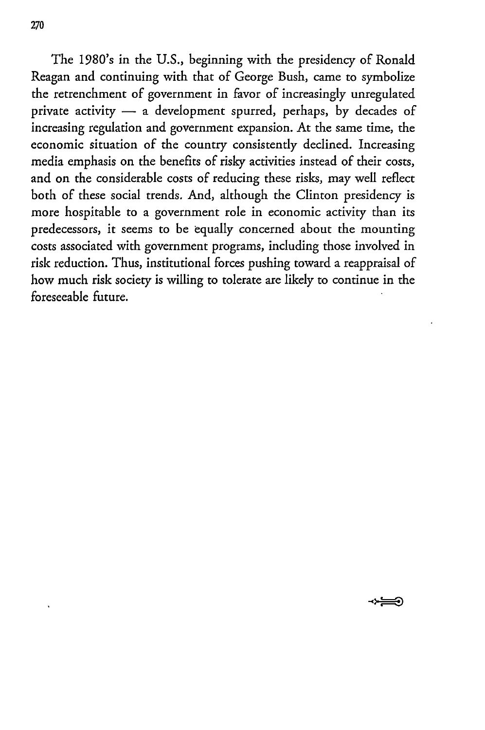The 1980's in the U.S., beginning with the presidency of Ronald Reagan and continuing with that of George Bush, came to symbolize the retrenchment of government in favor of increasingly unregulated private activity — a development spurred, perhaps, by decades of increasing regulation and government expansion. At the same time, the economic situation of the country consistently declined. Increasing media emphasis on the benefits of risky activities instead of their costs, and on the considerable costs of reducing these risks, may well reflect both of these social trends. And, although the Clinton presidency is more hospitable to a government role in economic activity than its predecessors, it seems to be equally concerned about the mounting costs associated with government programs, including those involved in risk reduction. Thus, institutional forces pushing toward a reappraisal of how much risk society is willing to tolerate are likely to continue in the foreseeable future.